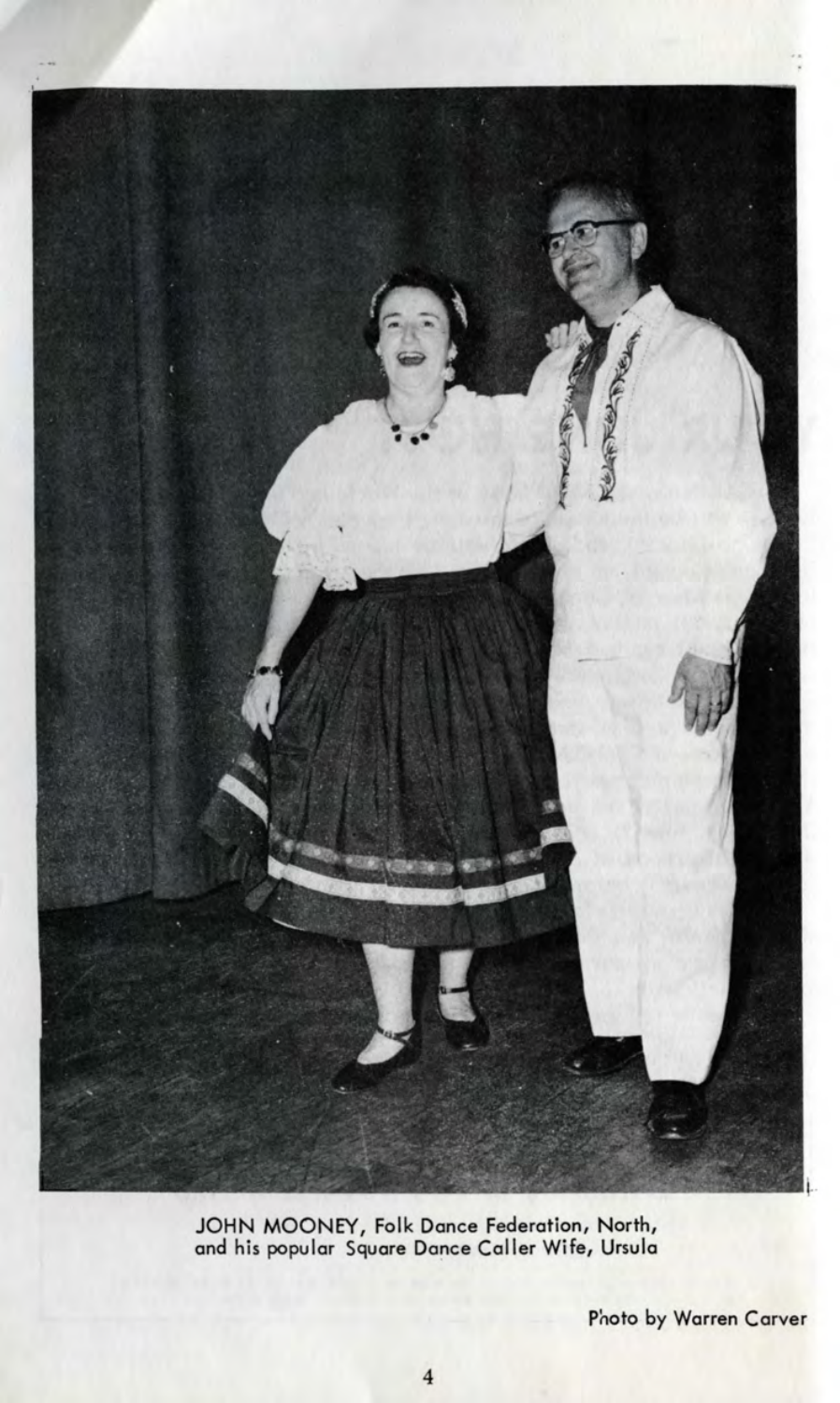JOHN MOONEY, Folk Dance Federation, North, and his popular Square Dance Caller Wife, Ursula

Photo by Warren Carver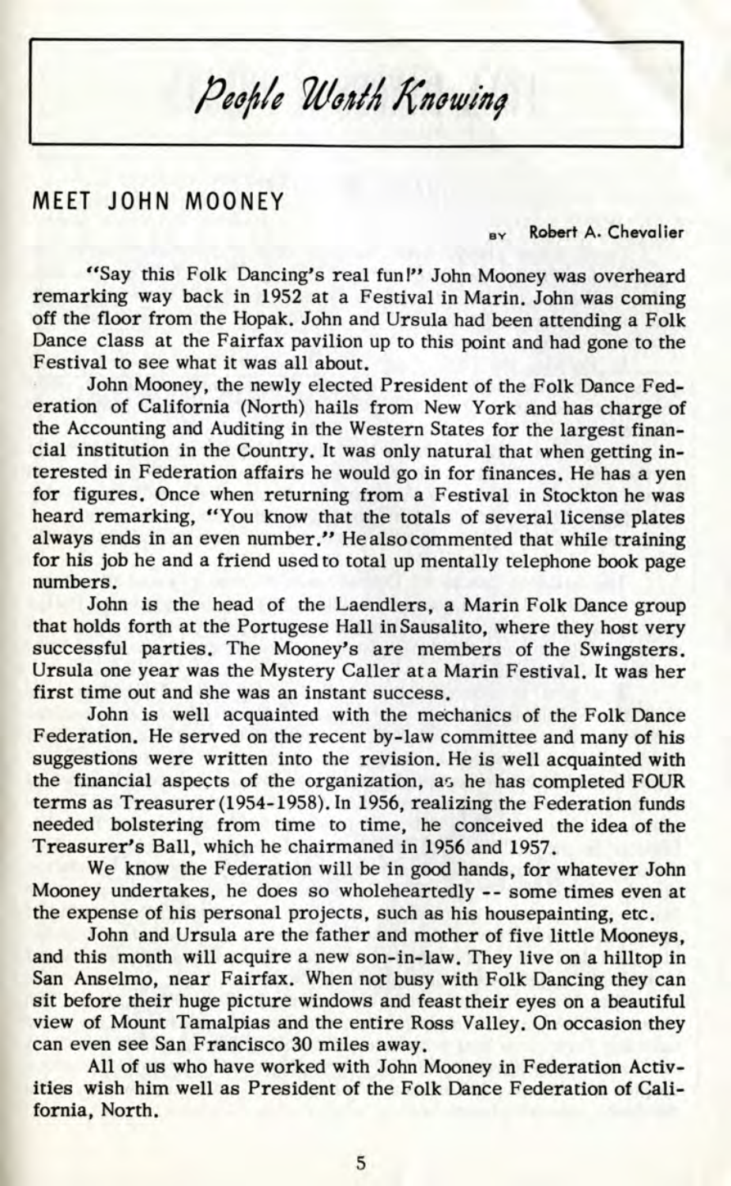# *People Worth Knowing*

## MEET JOHN MOONEY

BY Robert A. Chevalier

"Say this Folk Dancing's real fun!" John Mooney was overheard remarking way back in 1952 at a Festival in Marin. John was coming off the floor from the Hopak. John and Ursula had been attending a Folk Dance class at the Fairfax pavilion up to this point and had gone to the Festival to see what it was all about.

John Mooney, the newly elected President of the Folk Dance Federation of California (North) hails from New York and has charge of the Accounting and Auditing in the Western States for the largest financial institution in the Country. It was only natural that when getting interested in Federation affairs he would go in for finances. He has a yen for figures. Once when returning from a Festival in Stockton he was heard remarking, "You know that the totals of several license plates always ends in an even number." He also commented that while training for his job he and a friend used to total up mentally telephone book page numbers.

John is the head of the Laendlers, a Marin Folk Dance group that holds forth at the Portugese Hall in Sausalito, where they host very successful parties. The Mooney's are members of the Swingsters. Ursula one year was the Mystery Caller at a Marin Festival. It was her first time out and she was an instant success.

John is well acquainted with the mechanics of the Folk Dance Federation. He served on the recent by-law committee and many of his suggestions were written into the revision. He is well acquainted with the financial aspects of the organization, as he has completed FOUR terms as Treasurer (1954-1958). In 1956, realizing the Federation funds needed bolstering from time to time, he conceived the idea of the Treasurer's Ball, which he chairmaned in 1956 and 1957.

We know the Federation will be in good hands, for whatever John Mooney undertakes, he does so wholeheartedly -- some times even at the expense of his personal projects, such as his housepainting, etc.

John and Ursula are the father and mother of five little Mooneys, and this month will acquire a new son-in-law. They live on a hilltop in San Anselmo, near Fairfax. When not busy with Folk Dancing they can sit before their huge picture windows and feast their eyes on a beautiful view of Mount Tamalpias and the entire Ross Valley. On occasion they can even see San Francisco 30 miles away.

All of us who have worked with John Mooney in Federation Activities wish him well as President of the Folk Dance Federation of California, North.